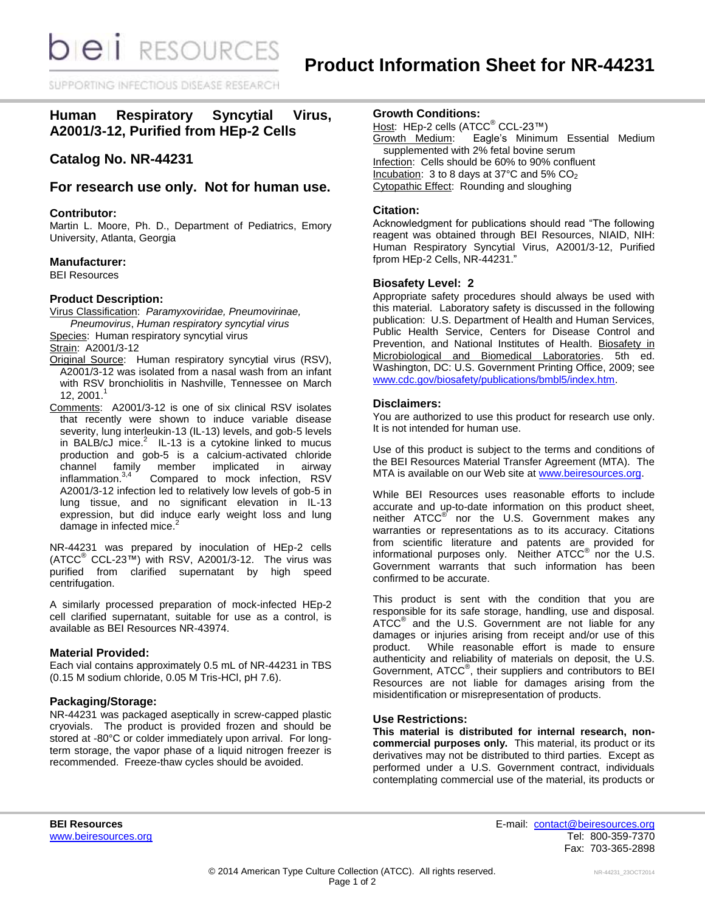# Product Information Sheet for NR-44231

## Human Respiratory Syncytial Virus, A2001/3-12, Purified from HEp-2 Cells

## Catalog No. NR-44231

## For research use only. Not for human use.

### Contributor:

Martin L. Moore, Ph. D., Department of Pediatrics, Emory University, Atlanta, Georgia

### Manufacturer:

BEI Resources

### Product Description:

Virus Classification: *Paramyxoviridae, Pneumovirinae, Pneumovirus*, *Human respiratory syncytial virus*
Species: Human respiratory syncytial virus
Strain: A2001/3-12
Original Source: Human respiratory syncytial virus (RSV), A2001/3-12 was isolated from a nasal wash from an infant with RSV bronchiolitis in Nashville, Tennessee on March 12, 2001.[1]
Comments: A2001/3-12 is one of six clinical RSV isolates that recently were shown to induce variable disease severity, lung interleukin-13 (IL-13) levels, and gob-5 levels in BALB/cJ mice.[2] IL-13 is a cytokine linked to mucus production and gob-5 is a calcium-activated chloride channel family member implicated in airway inflammation.[3,4] Compared to mock infection, RSV A2001/3-12 infection led to relatively low levels of gob-5 in lung tissue, and no significant elevation in IL-13 expression, but did induce early weight loss and lung damage in infected mice.[2]

NR-44231 was prepared by inoculation of HEp-2 cells (ATCC® CCL-23™) with RSV, A2001/3-12. The virus was purified from clarified supernatant by high speed centrifugation.

A similarly processed preparation of mock-infected HEp-2 cell clarified supernatant, suitable for use as a control, is available as BEI Resources NR-43974.

### Material Provided:

Each vial contains approximately 0.5 mL of NR-44231 in TBS (0.15 M sodium chloride, 0.05 M Tris-HCl, pH 7.6).

### Packaging/Storage:

NR-44231 was packaged aseptically in screw-capped plastic cryovials. The product is provided frozen and should be stored at -80°C or colder immediately upon arrival. For long-term storage, the vapor phase of a liquid nitrogen freezer is recommended. Freeze-thaw cycles should be avoided.

### Growth Conditions:

Host: HEp-2 cells (ATCC® CCL-23™)
Growth Medium: Eagle's Minimum Essential Medium supplemented with 2% fetal bovine serum
Infection: Cells should be 60% to 90% confluent
Incubation: 3 to 8 days at 37°C and 5% $CO_2$
Cytopathic Effect: Rounding and sloughing

### Citation:

Acknowledgment for publications should read "The following reagent was obtained through BEI Resources, NIAID, NIH: Human Respiratory Syncytial Virus, A2001/3-12, Purified fprom HEp-2 Cells, NR-44231."

### Biosafety Level: 2

Appropriate safety procedures should always be used with this material. Laboratory safety is discussed in the following publication: U.S. Department of Health and Human Services, Public Health Service, Centers for Disease Control and Prevention, and National Institutes of Health. Biosafety in Microbiological and Biomedical Laboratories. 5th ed. Washington, DC: U.S. Government Printing Office, 2009; see www.cdc.gov/biosafety/publications/bmbl5/index.htm.

### Disclaimers:

You are authorized to use this product for research use only. It is not intended for human use.

Use of this product is subject to the terms and conditions of the BEI Resources Material Transfer Agreement (MTA). The MTA is available on our Web site at www.beiresources.org.

While BEI Resources uses reasonable efforts to include accurate and up-to-date information on this product sheet, neither ATCC® nor the U.S. Government makes any warranties or representations as to its accuracy. Citations from scientific literature and patents are provided for informational purposes only. Neither ATCC® nor the U.S. Government warrants that such information has been confirmed to be accurate.

This product is sent with the condition that you are responsible for its safe storage, handling, use and disposal. ATCC® and the U.S. Government are not liable for any damages or injuries arising from receipt and/or use of this product. While reasonable effort is made to ensure authenticity and reliability of materials on deposit, the U.S. Government, ATCC®, their suppliers and contributors to BEI Resources are not liable for damages arising from the misidentification or misrepresentation of products.

### Use Restrictions:

**This material is distributed for internal research, non-commercial purposes only.** This material, its product or its derivatives may not be distributed to third parties. Except as performed under a U.S. Government contract, individuals contemplating commercial use of the material, its products or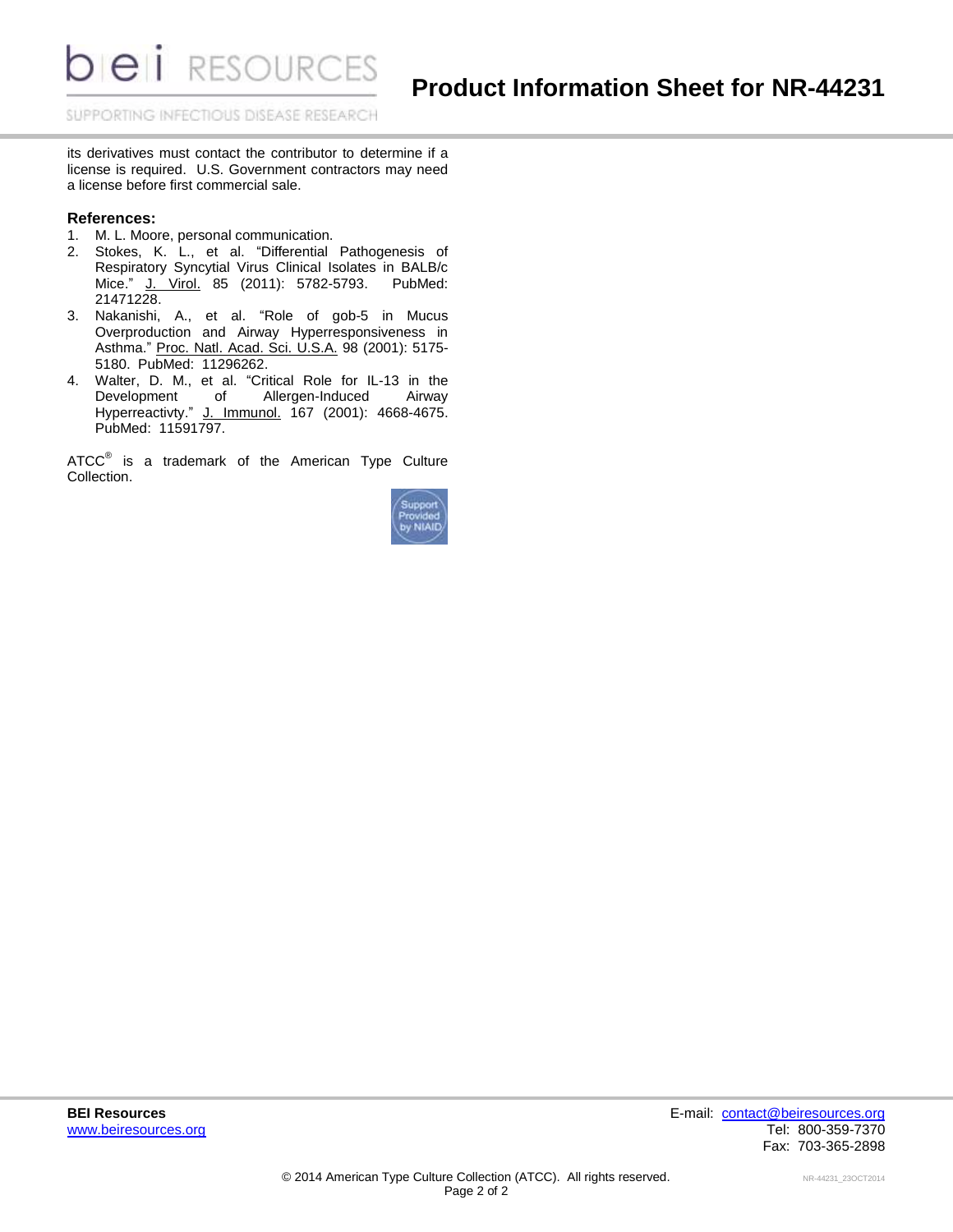its derivatives must contact the contributor to determine if a license is required. U.S. Government contractors may need a license before first commercial sale.

### References:

1. M. L. Moore, personal communication.
2. Stokes, K. L., et al. "Differential Pathogenesis of Respiratory Syncytial Virus Clinical Isolates in BALB/c Mice." J. Virol. 85 (2011): 5782-5793. PubMed: 21471228.
3. Nakanishi, A., et al. "Role of gob-5 in Mucus Overproduction and Airway Hyperresponsiveness in Asthma." Proc. Natl. Acad. Sci. U.S.A. 98 (2001): 5175-5180. PubMed: 11296262.
4. Walter, D. M., et al. "Critical Role for IL-13 in the Development of Allergen-Induced Airway Hyperreactivty." J. Immunol. 167 (2001): 4668-4675. PubMed: 11591797.

ATCC® is a trademark of the American Type Culture Collection.

Support Provided by NIAID

**BEI Resources**
www.beiresources.org

E-mail: contact@beiresources.org
Tel: 800-359-7370
Fax: 703-365-2898

© 2014 American Type Culture Collection (ATCC). All rights reserved.

NR-44231_23OCT2014